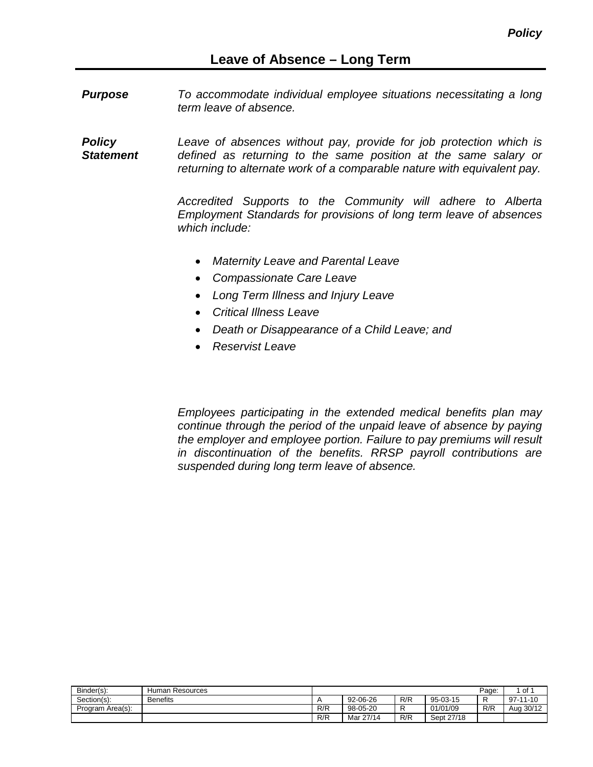*Policy*

# Leave of Absence – Long Term

***Purpose*** *To accommodate individual employee situations necessitating a long term leave of absence.*

***Policy Statement*** *Leave of absences without pay, provide for job protection which is defined as returning to the same position at the same salary or returning to alternate work of a comparable nature with equivalent pay.*

*Accredited Supports to the Community will adhere to Alberta Employment Standards for provisions of long term leave of absences which include:*

- *Maternity Leave and Parental Leave*
- *Compassionate Care Leave*
- *Long Term Illness and Injury Leave*
- *Critical Illness Leave*
- *Death or Disappearance of a Child Leave; and*
- *Reservist Leave*

*Employees participating in the extended medical benefits plan may continue through the period of the unpaid leave of absence by paying the employer and employee portion. Failure to pay premiums will result in discontinuation of the benefits. RRSP payroll contributions are suspended during long term leave of absence.*

| Binder(s): | Human Resources | | | | | Page: | 1 of 1 |
|---|---|---|---|---|---|---|---|
| Section(s): | Benefits | A | 92-06-26 | R/R | 95-03-15 | R | 97-11-10 |
| Program Area(s): | | R/R | 98-05-20 | R | 01/01/09 | R/R | Aug 30/12 |
| | | R/R | Mar 27/14 | R/R | Sept 27/18 | | |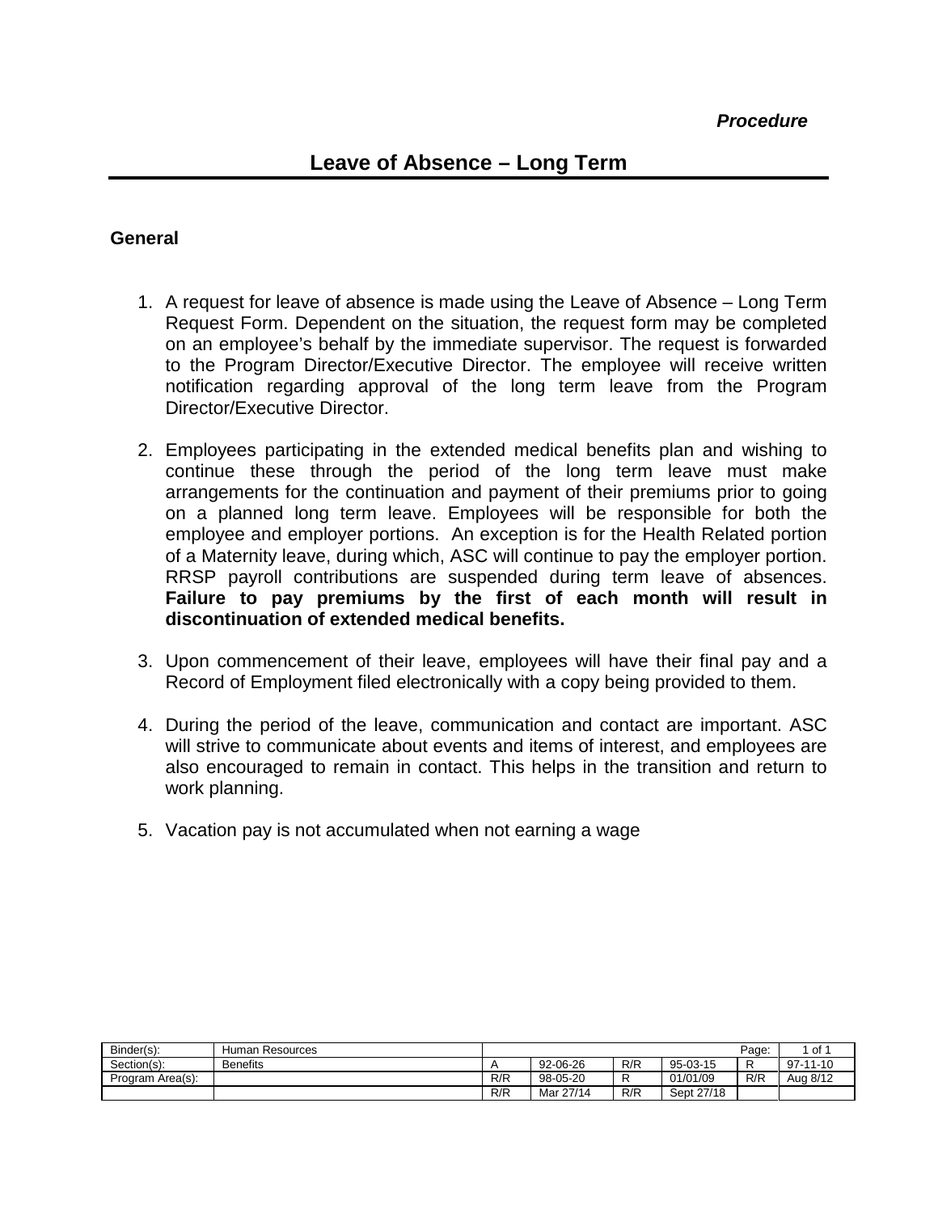*Procedure*

# Leave of Absence – Long Term

## General

1. A request for leave of absence is made using the Leave of Absence – Long Term Request Form. Dependent on the situation, the request form may be completed on an employee's behalf by the immediate supervisor. The request is forwarded to the Program Director/Executive Director. The employee will receive written notification regarding approval of the long term leave from the Program Director/Executive Director.

2. Employees participating in the extended medical benefits plan and wishing to continue these through the period of the long term leave must make arrangements for the continuation and payment of their premiums prior to going on a planned long term leave. Employees will be responsible for both the employee and employer portions. An exception is for the Health Related portion of a Maternity leave, during which, ASC will continue to pay the employer portion. RRSP payroll contributions are suspended during term leave of absences. **Failure to pay premiums by the first of each month will result in discontinuation of extended medical benefits.**

3. Upon commencement of their leave, employees will have their final pay and a Record of Employment filed electronically with a copy being provided to them.

4. During the period of the leave, communication and contact are important. ASC will strive to communicate about events and items of interest, and employees are also encouraged to remain in contact. This helps in the transition and return to work planning.

5. Vacation pay is not accumulated when not earning a wage

| | | | | | | | |
|---|---|---|---|---|---|---|---|
| Binder(s): | Human Resources | | | | | Page: | 1 of 1 |
| Section(s): | Benefits | A | 92-06-26 | R/R | 95-03-15 | R | 97-11-10 |
| Program Area(s): | | R/R | 98-05-20 | R | 01/01/09 | R/R | Aug 8/12 |
| | | R/R | Mar 27/14 | R/R | Sept 27/18 | | |